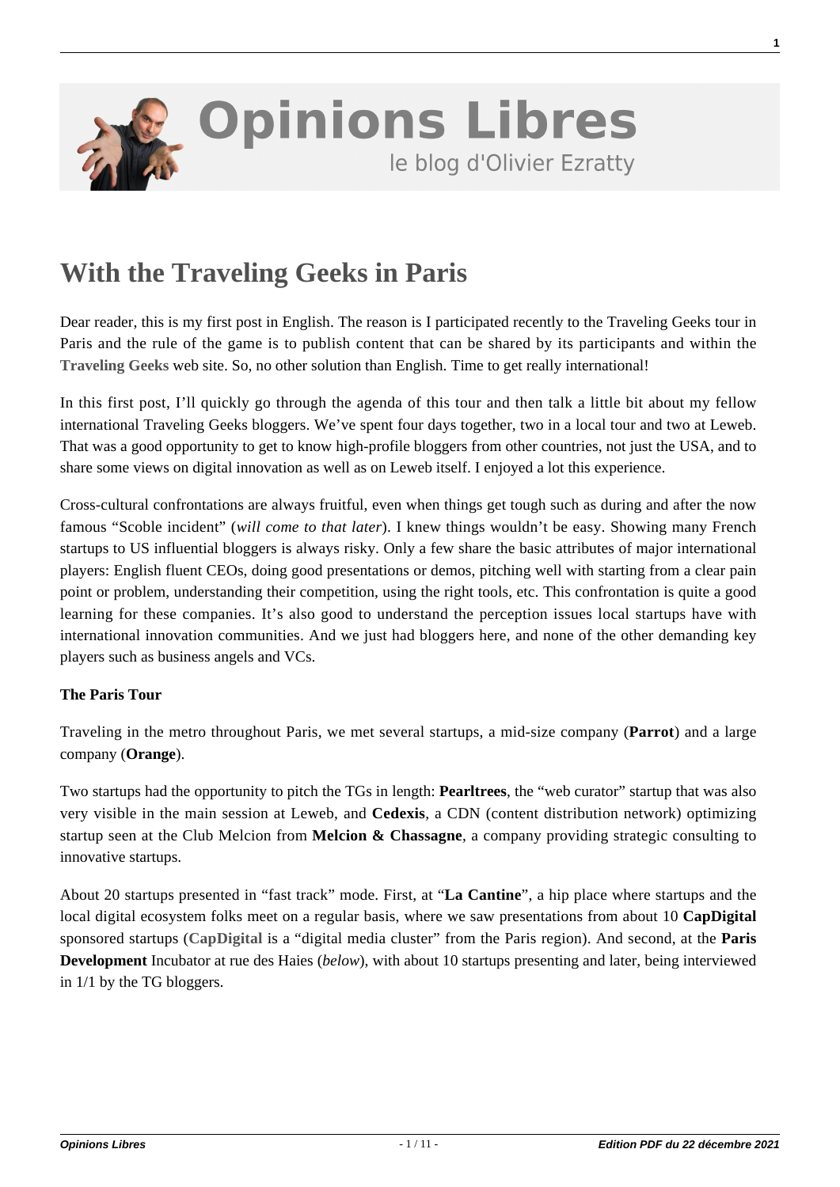# With the Traveling Geeks in Paris

Dear reader, this is my first post in English. The reason is I participated recently to the Traveling Geeks tour in Paris and the rule of the game is to publish content that can be shared by its participants and within the **Traveling Geeks** web site. So, no other solution than English. Time to get really international!

In this first post, I'll quickly go through the agenda of this tour and then talk a little bit about my fellow international Traveling Geeks bloggers. We've spent four days together, two in a local tour and two at Leweb. That was a good opportunity to get to know high-profile bloggers from other countries, not just the USA, and to share some views on digital innovation as well as on Leweb itself. I enjoyed a lot this experience.

Cross-cultural confrontations are always fruitful, even when things get tough such as during and after the now famous "Scoble incident" (*will come to that later*). I knew things wouldn't be easy. Showing many French startups to US influential bloggers is always risky. Only a few share the basic attributes of major international players: English fluent CEOs, doing good presentations or demos, pitching well with starting from a clear pain point or problem, understanding their competition, using the right tools, etc. This confrontation is quite a good learning for these companies. It's also good to understand the perception issues local startups have with international innovation communities. And we just had bloggers here, and none of the other demanding key players such as business angels and VCs.

**The Paris Tour**

Traveling in the metro throughout Paris, we met several startups, a mid-size company (**Parrot**) and a large company (**Orange**).

Two startups had the opportunity to pitch the TGs in length: **Pearltrees**, the "web curator" startup that was also very visible in the main session at Leweb, and **Cedexis**, a CDN (content distribution network) optimizing startup seen at the Club Melcion from **Melcion & Chassagne**, a company providing strategic consulting to innovative startups.

About 20 startups presented in "fast track" mode. First, at "**La Cantine**", a hip place where startups and the local digital ecosystem folks meet on a regular basis, where we saw presentations from about 10 **CapDigital** sponsored startups (**CapDigital** is a "digital media cluster" from the Paris region). And second, at the **Paris Development** Incubator at rue des Haies (*below*), with about 10 startups presenting and later, being interviewed in 1/1 by the TG bloggers.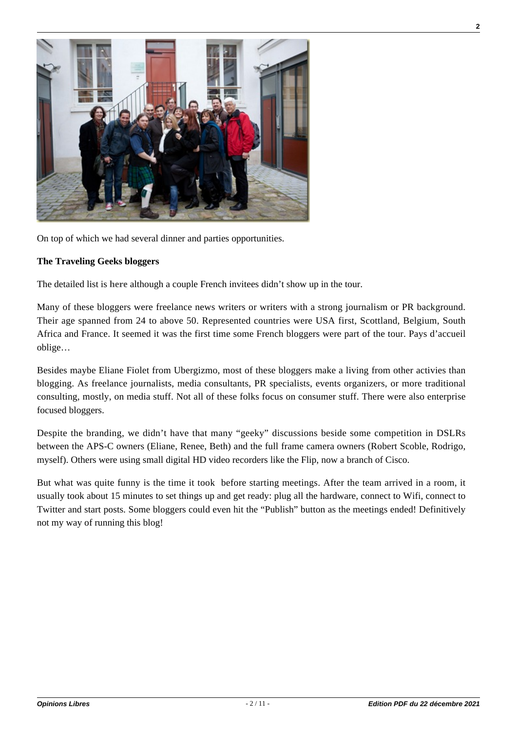On top of which we had several dinner and parties opportunities.

**The Traveling Geeks bloggers**

The detailed list is **here** although a couple French invitees didn't show up in the tour.

Many of these bloggers were freelance news writers or writers with a strong journalism or PR background. Their age spanned from 24 to above 50. Represented countries were USA first, Scotland, Belgium, South Africa and France. It seemed it was the first time some French bloggers were part of the tour. Pays d'accueil oblige…

Besides maybe Eliane Fiolet from Ubergizmo, most of these bloggers make a living from other activies than blogging. As freelance journalists, media consultants, PR specialists, events organizers, or more traditional consulting, mostly, on media stuff. Not all of these folks focus on consumer stuff. There were also enterprise focused bloggers.

Despite the branding, we didn't have that many "geeky" discussions beside some competition in DSLRs between the APS-C owners (Eliane, Renee, Beth) and the full frame camera owners (Robert Scoble, Rodrigo, myself). Others were using small digital HD video recorders like the Flip, now a branch of Cisco.

But what was quite funny is the time it took  before starting meetings. After the team arrived in a room, it usually took about 15 minutes to set things up and get ready: plug all the hardware, connect to Wifi, connect to Twitter and start posts. Some bloggers could even hit the "Publish" button as the meetings ended! Definitively not my way of running this blog!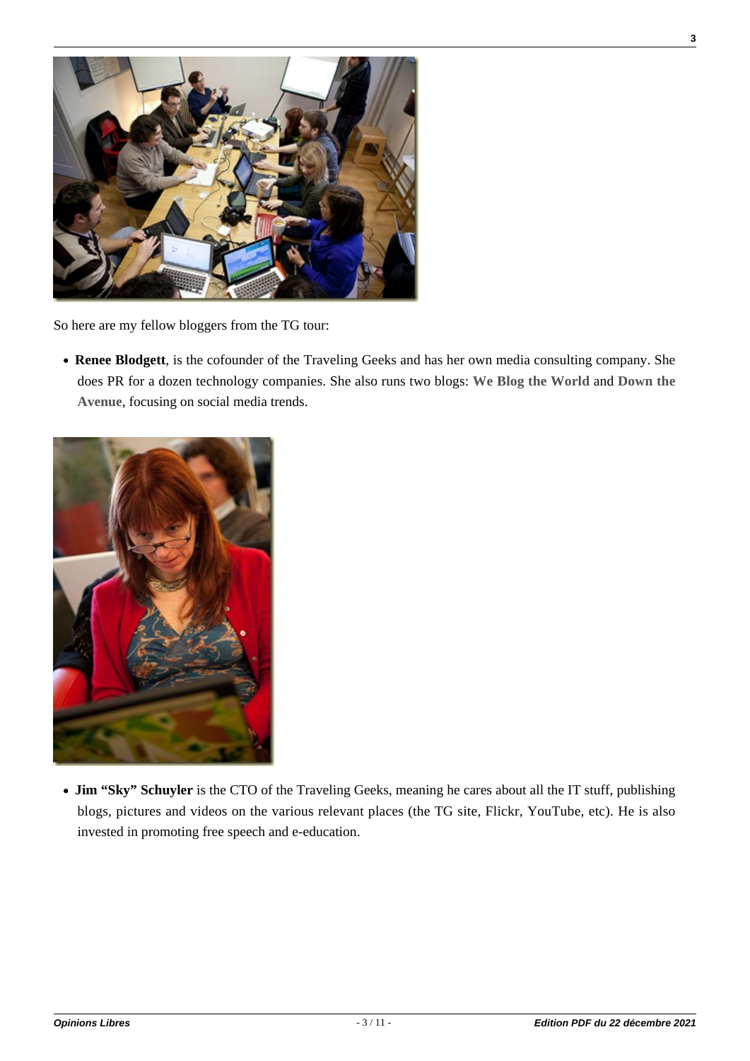So here are my fellow bloggers from the TG tour:

- **Renee Blodgett**, is the cofounder of the Traveling Geeks and has her own media consulting company. She does PR for a dozen technology companies. She also runs two blogs: **We Blog the World** and **Down the Avenue**, focusing on social media trends.

- **Jim “Sky” Schuyler** is the CTO of the Traveling Geeks, meaning he cares about all the IT stuff, publishing blogs, pictures and videos on the various relevant places (the TG site, Flickr, YouTube, etc). He is also invested in promoting free speech and e-education.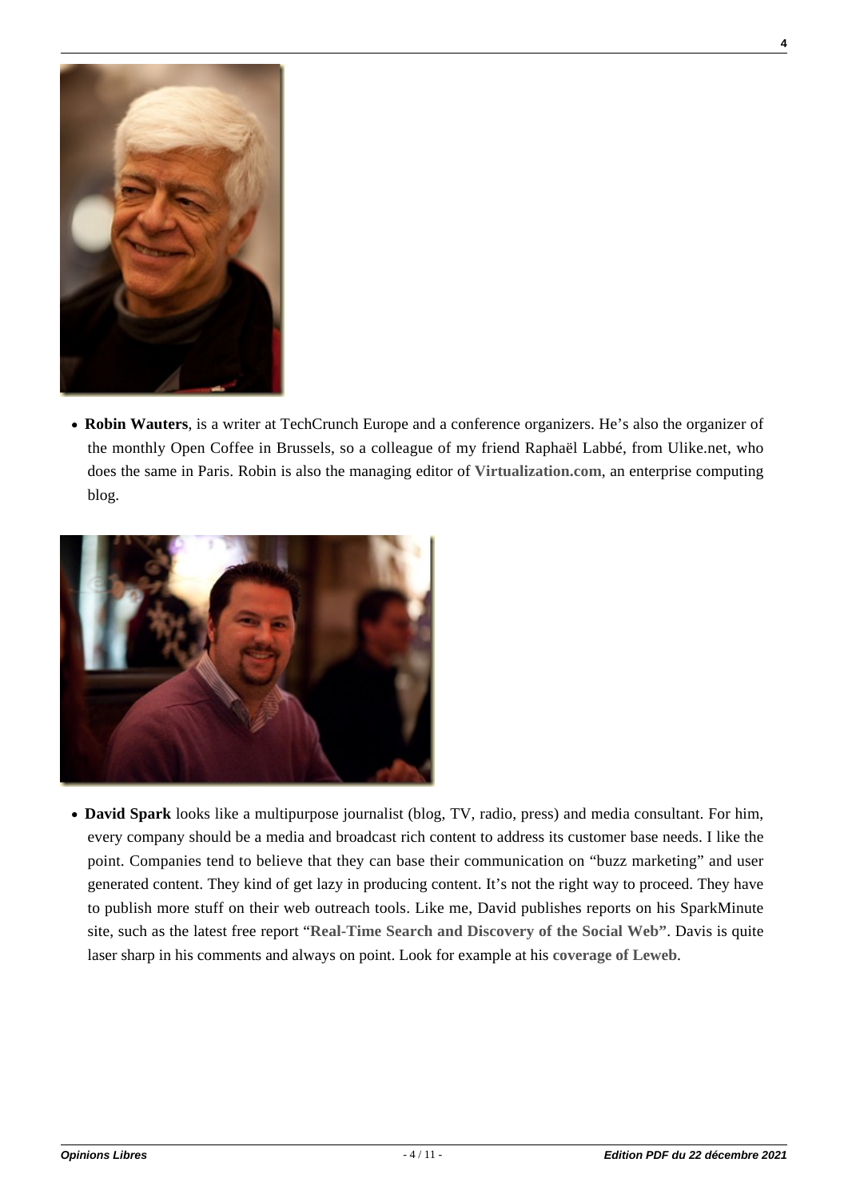- **Robin Wauters**, is a writer at TechCrunch Europe and a conference organizers. He's also the organizer of the monthly Open Coffee in Brussels, so a colleague of my friend Raphaël Labbé, from Ulike.net, who does the same in Paris. Robin is also the managing editor of **Virtualization.com**, an enterprise computing blog.

- **David Spark** looks like a multipurpose journalist (blog, TV, radio, press) and media consultant. For him, every company should be a media and broadcast rich content to address its customer base needs. I like the point. Companies tend to believe that they can base their communication on "buzz marketing" and user generated content. They kind of get lazy in producing content. It's not the right way to proceed. They have to publish more stuff on their web outreach tools. Like me, David publishes reports on his SparkMinute site, such as the latest free report "**Real-Time Search and Discovery of the Social Web**". Davis is quite laser sharp in his comments and always on point. Look for example at his **coverage of Leweb**.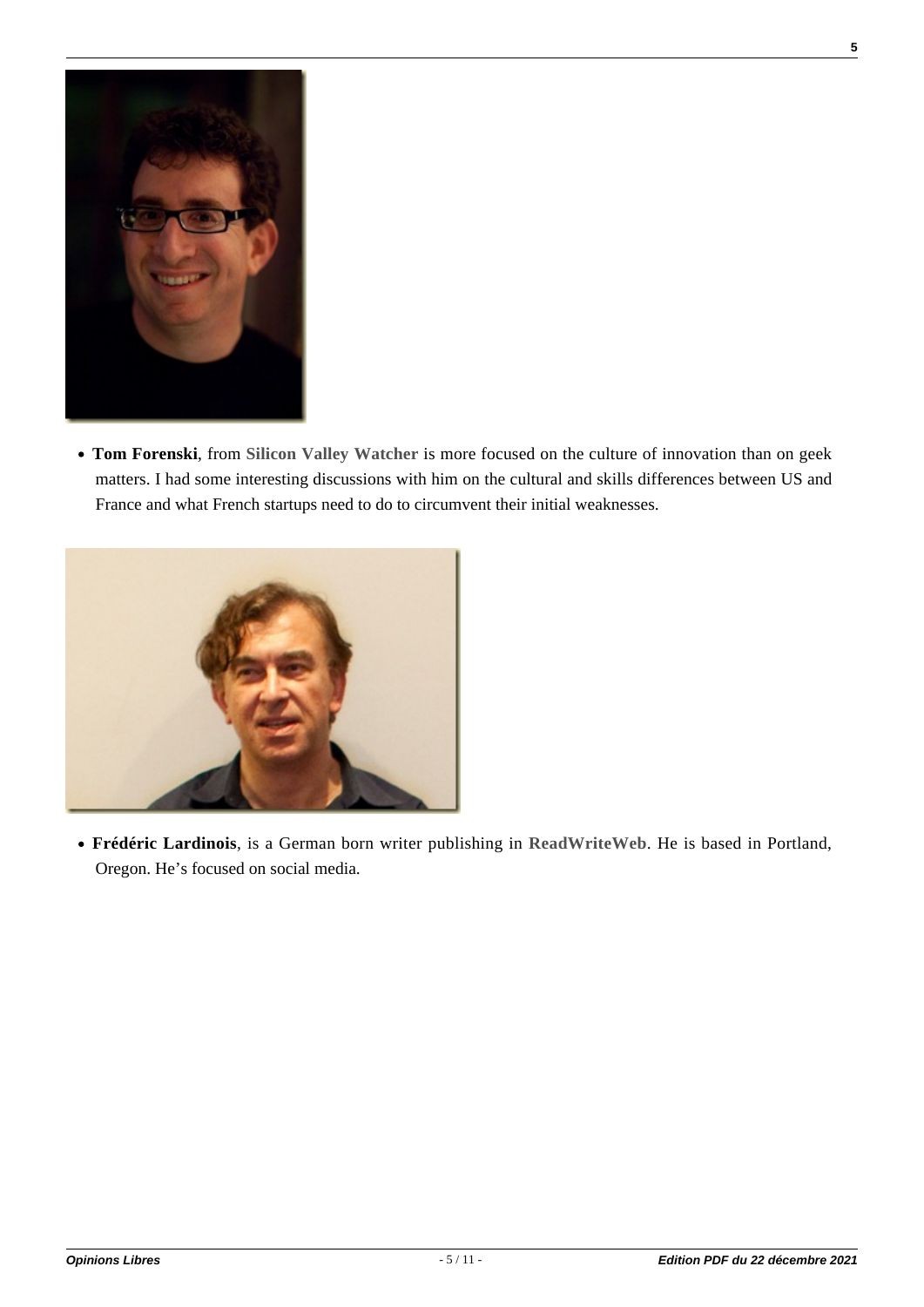- **Tom Forenski**, from **Silicon Valley Watcher** is more focused on the culture of innovation than on geek matters. I had some interesting discussions with him on the cultural and skills differences between US and France and what French startups need to do to circumvent their initial weaknesses.

- **Frédéric Lardinois**, is a German born writer publishing in **ReadWriteWeb**. He is based in Portland, Oregon. He's focused on social media.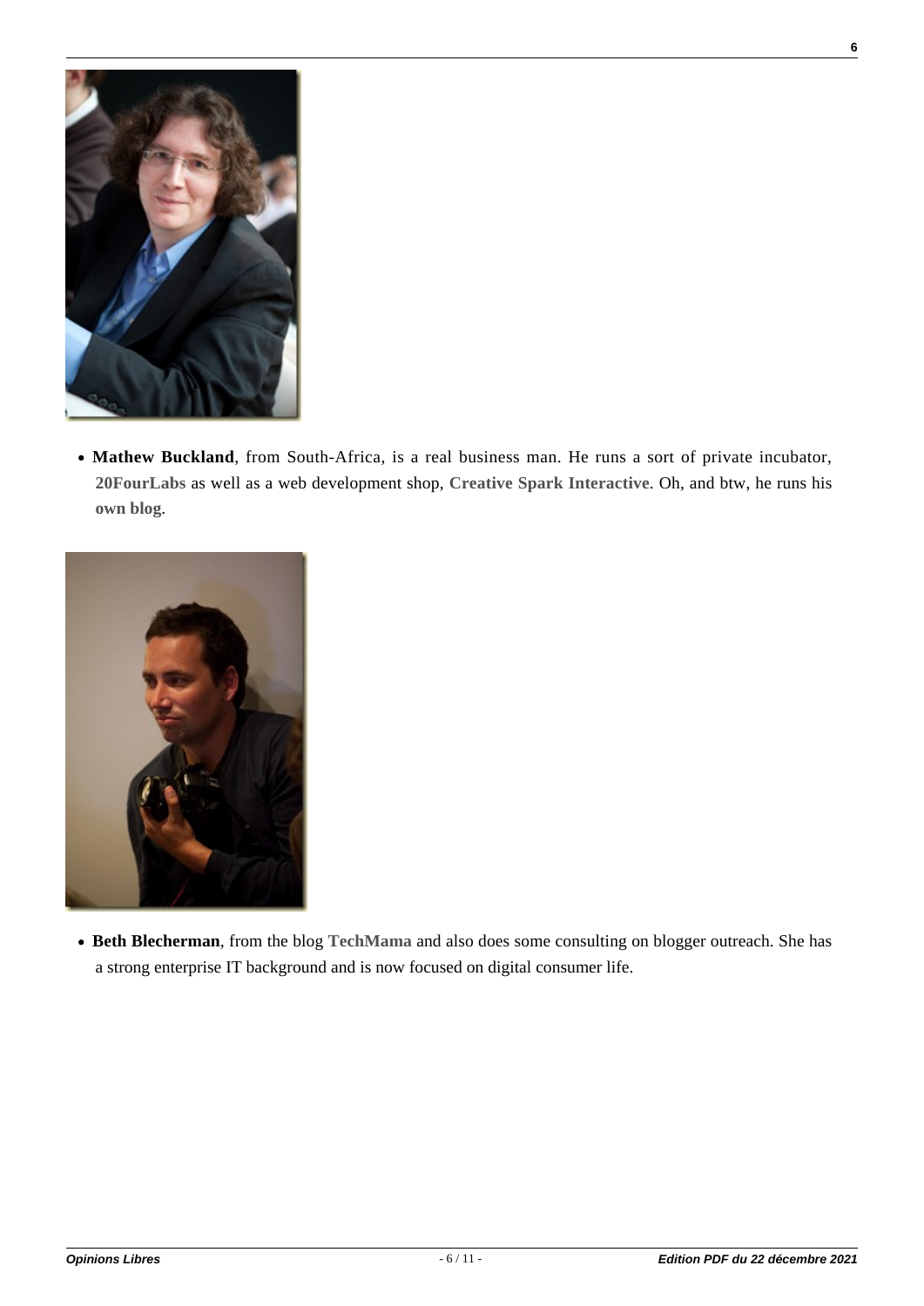- **Mathew Buckland**, from South-Africa, is a real business man. He runs a sort of private incubator, **20FourLabs** as well as a web development shop, **Creative Spark Interactive**. Oh, and btw, he runs his **own blog**.

- **Beth Blecherman**, from the blog **TechMama** and also does some consulting on blogger outreach. She has a strong enterprise IT background and is now focused on digital consumer life.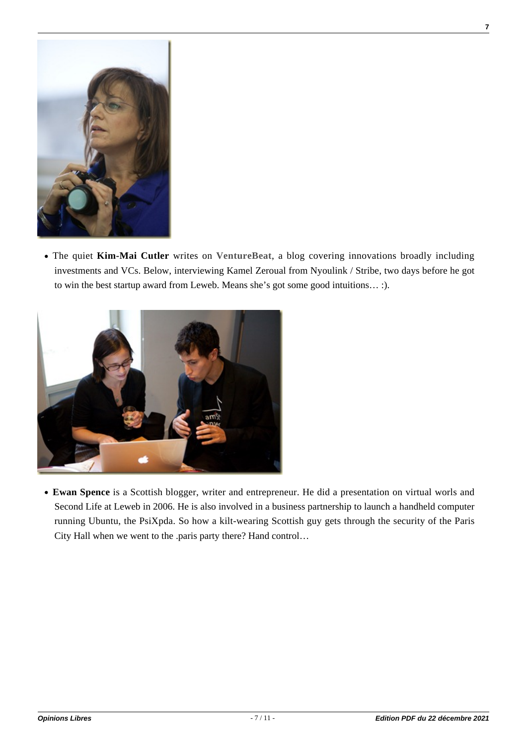- The quiet **Kim-Mai Cutler** writes on **VentureBeat**, a blog covering innovations broadly including investments and VCs. Below, interviewing Kamel Zeroual from Nyoulink / Stribe, two days before he got to win the best startup award from Leweb. Means she's got some good intuitions… :).

- **Ewan Spence** is a Scottish blogger, writer and entrepreneur. He did a presentation on virtual worls and Second Life at Leweb in 2006. He is also involved in a business partnership to launch a handheld computer running Ubuntu, the PsiXpda. So how a kilt-wearing Scottish guy gets through the security of the Paris City Hall when we went to the .paris party there? Hand control…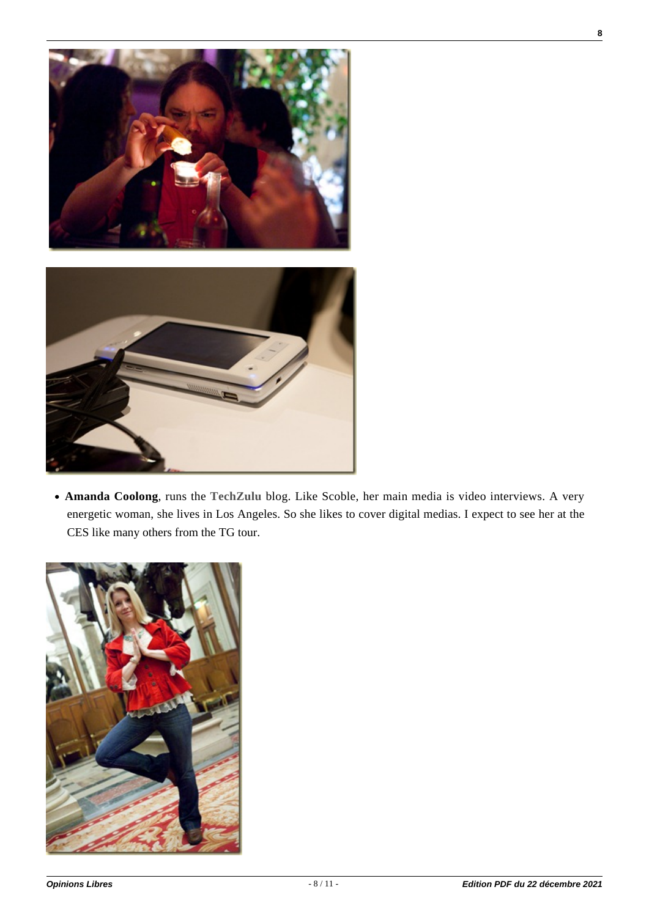- **Amanda Coolong**, runs the **TechZulu** blog. Like Scoble, her main media is video interviews. A very energetic woman, she lives in Los Angeles. So she likes to cover digital medias. I expect to see her at the CES like many others from the TG tour.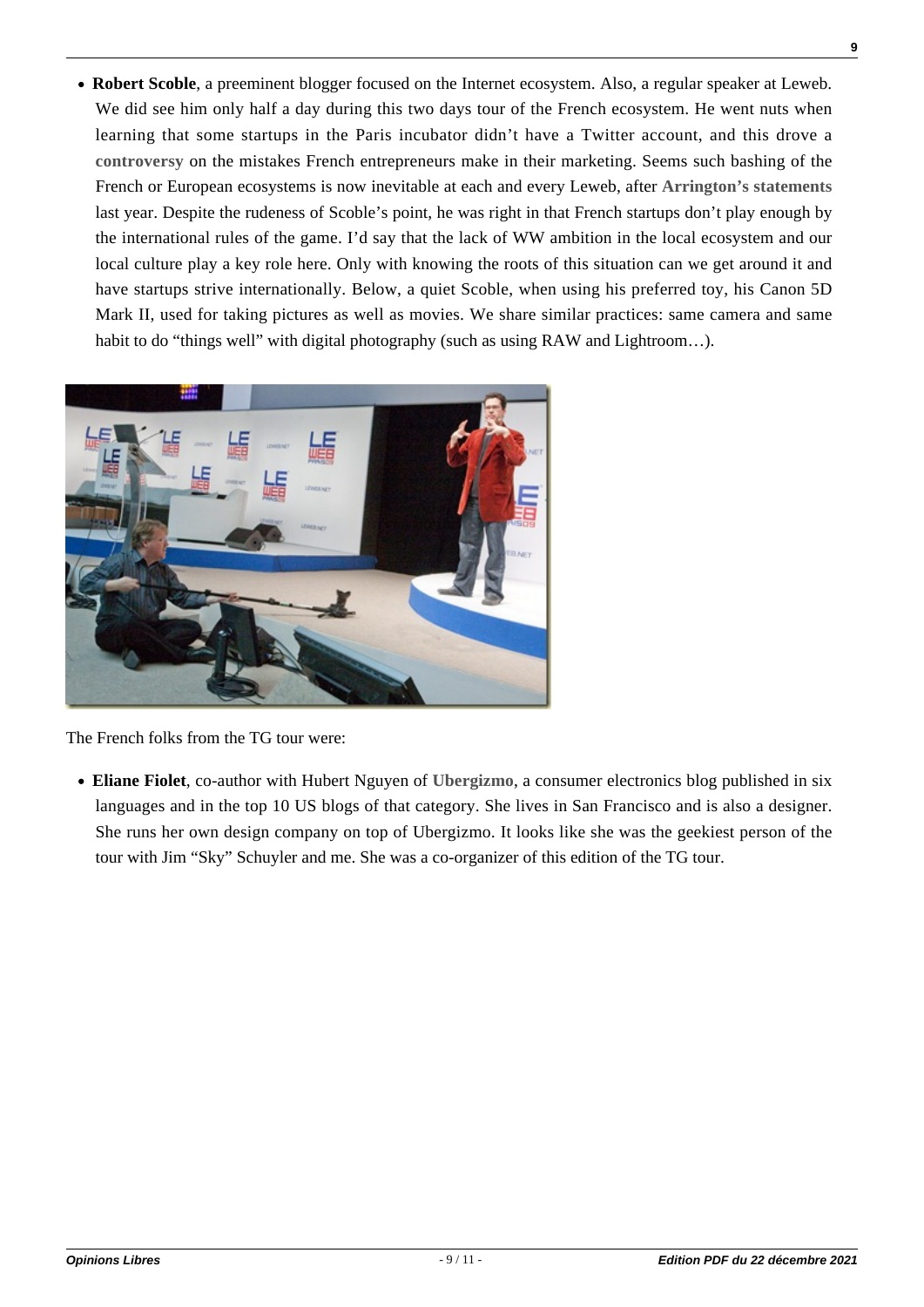- **Robert Scoble**, a preeminent blogger focused on the Internet ecosystem. Also, a regular speaker at Leweb. We did see him only half a day during this two days tour of the French ecosystem. He went nuts when learning that some startups in the Paris incubator didn't have a Twitter account, and this drove a **controversy** on the mistakes French entrepreneurs make in their marketing. Seems such bashing of the French or European ecosystems is now inevitable at each and every Leweb, after **Arrington's statements** last year. Despite the rudeness of Scoble's point, he was right in that French startups don't play enough by the international rules of the game. I'd say that the lack of WW ambition in the local ecosystem and our local culture play a key role here. Only with knowing the roots of this situation can we get around it and have startups strive internationally. Below, a quiet Scoble, when using his preferred toy, his Canon 5D Mark II, used for taking pictures as well as movies. We share similar practices: same camera and same habit to do "things well" with digital photography (such as using RAW and Lightroom…).

The French folks from the TG tour were:

- **Eliane Fiolet**, co-author with Hubert Nguyen of **Ubergizmo**, a consumer electronics blog published in six languages and in the top 10 US blogs of that category. She lives in San Francisco and is also a designer. She runs her own design company on top of Ubergizmo. It looks like she was the geekiest person of the tour with Jim "Sky" Schuyler and me. She was a co-organizer of this edition of the TG tour.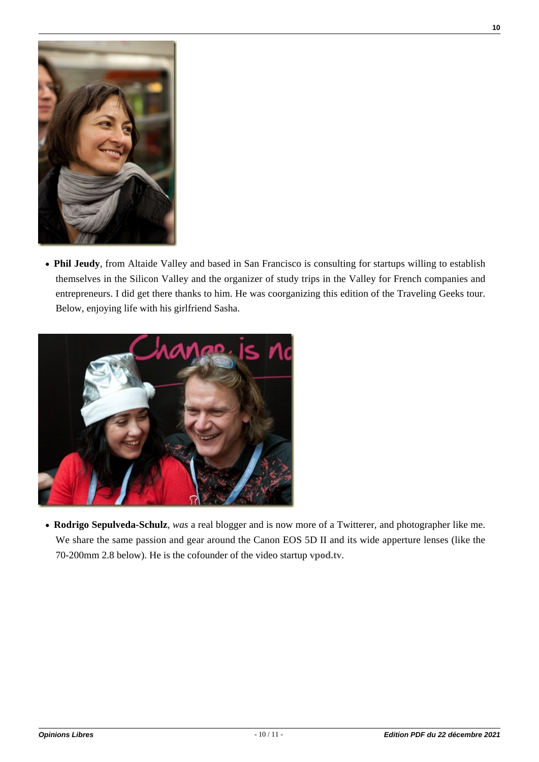- **Phil Jeudy**, from Altaide Valley and based in San Francisco is consulting for startups willing to establish themselves in the Silicon Valley and the organizer of study trips in the Valley for French companies and entrepreneurs. I did get there thanks to him. He was coorganizing this edition of the Traveling Geeks tour. Below, enjoying life with his girlfriend Sasha.

- **Rodrigo Sepulveda-Schulz**, *was* a real blogger and is now more of a Twitterer, and photographer like me. We share the same passion and gear around the Canon EOS 5D II and its wide apperture lenses (like the 70-200mm 2.8 below). He is the cofounder of the video startup **vpod.tv**.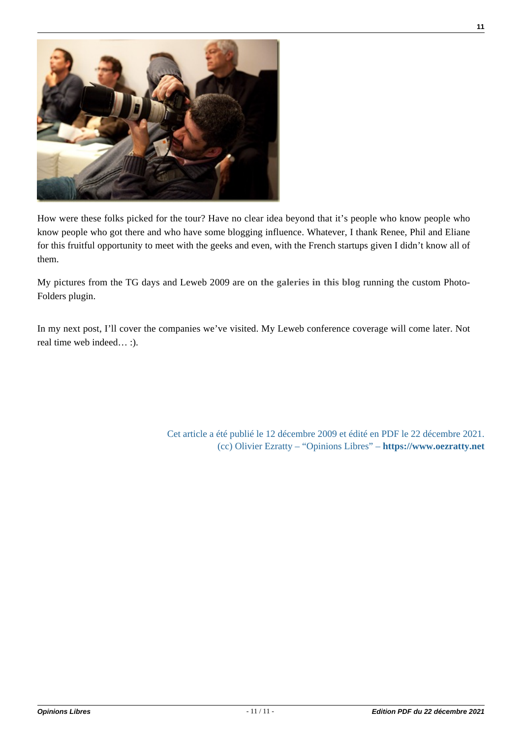How were these folks picked for the tour? Have no clear idea beyond that it's people who know people who know people who got there and who have some blogging influence. Whatever, I thank Renee, Phil and Eliane for this fruitful opportunity to meet with the geeks and even, with the French startups given I didn't know all of them.

My pictures from the TG days and Leweb 2009 are on **the galeries in this blog** running the custom Photo-Folders plugin.

In my next post, I'll cover the companies we've visited. My Leweb conference coverage will come later. Not real time web indeed… :).

Cet article a été publié le 12 décembre 2009 et édité en PDF le 22 décembre 2021.
(cc) Olivier Ezratty – "Opinions Libres" – **https://www.oezratty.net**